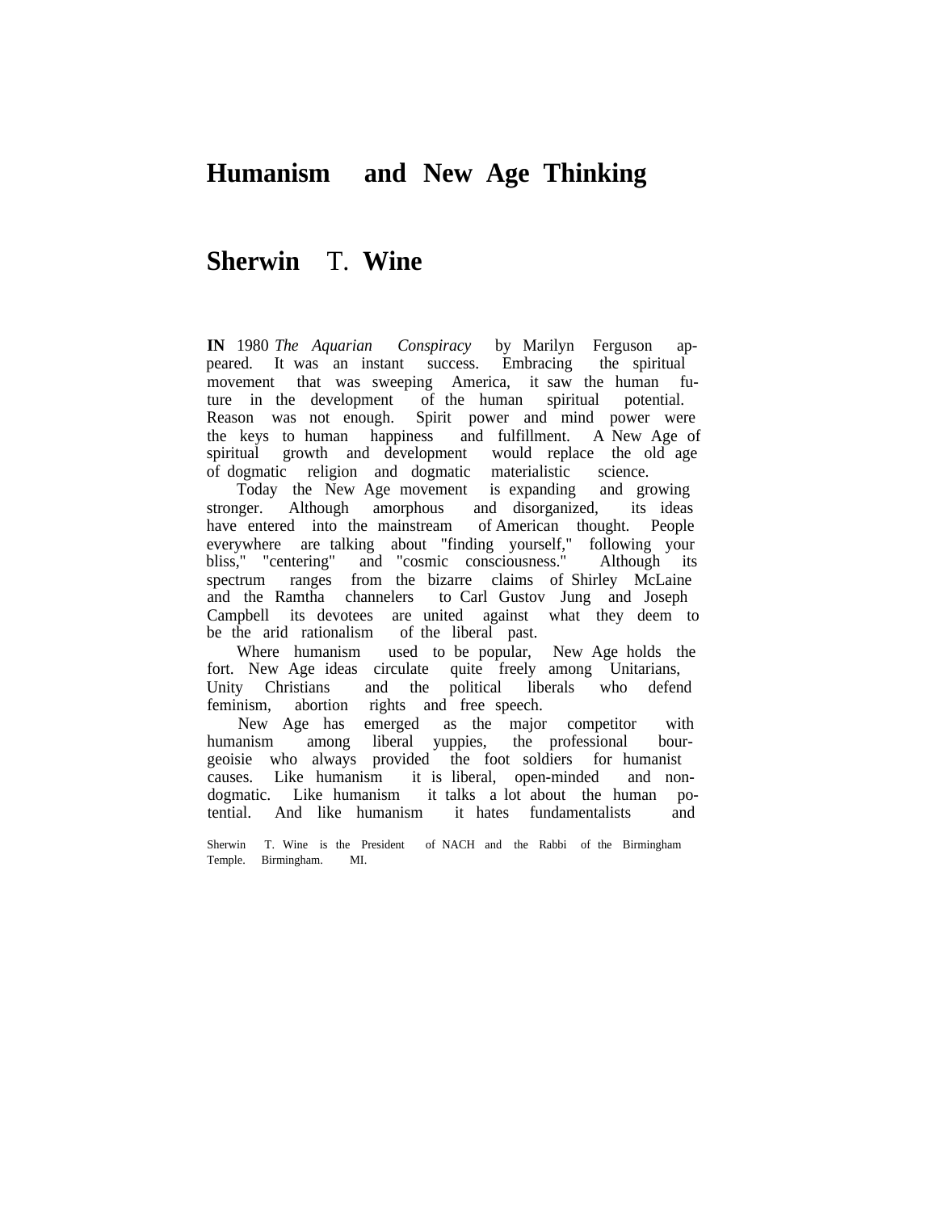# Humanism and New Age Thinking

## Sherwin T. Wine

**IN** 1980 *The Aquarian Conspiracy* by Marilyn Ferguson appeared. It was an instant success. Embracing the spiritual movement that was sweeping America, it saw the human future in the development of the human spiritual potential. Reason was not enough. Spirit power and mind power were the keys to human happiness and fulfillment. A New Age of spiritual growth and development would replace the old age of dogmatic religion and dogmatic materialistic science.

Today the New Age movement is expanding and growing stronger. Although amorphous and disorganized, its ideas have entered into the mainstream of American thought. People everywhere are talking about "finding yourself," following your bliss," "centering" and "cosmic consciousness." Although its spectrum ranges from the bizarre claims of Shirley McLaine and the Ramtha channelers to Carl Gustov Jung and Joseph Campbell its devotees are united against what they deem to be the arid rationalism of the liberal past.

Where humanism used to be popular, New Age holds the fort. New Age ideas circulate quite freely among Unitarians, Unity Christians and the political liberals who defend feminism, abortion rights and free speech.

New Age has emerged as the major competitor with humanism among liberal yuppies, the professional bourgeoisie who always provided the foot soldiers for humanist causes. Like humanism it is liberal, open-minded and non-dogmatic. Like humanism it talks a lot about the human potential. And like humanism it hates fundamentalists and

Sherwin T. Wine is the President of NACH and the Rabbi of the Birmingham Temple. Birmingham. MI.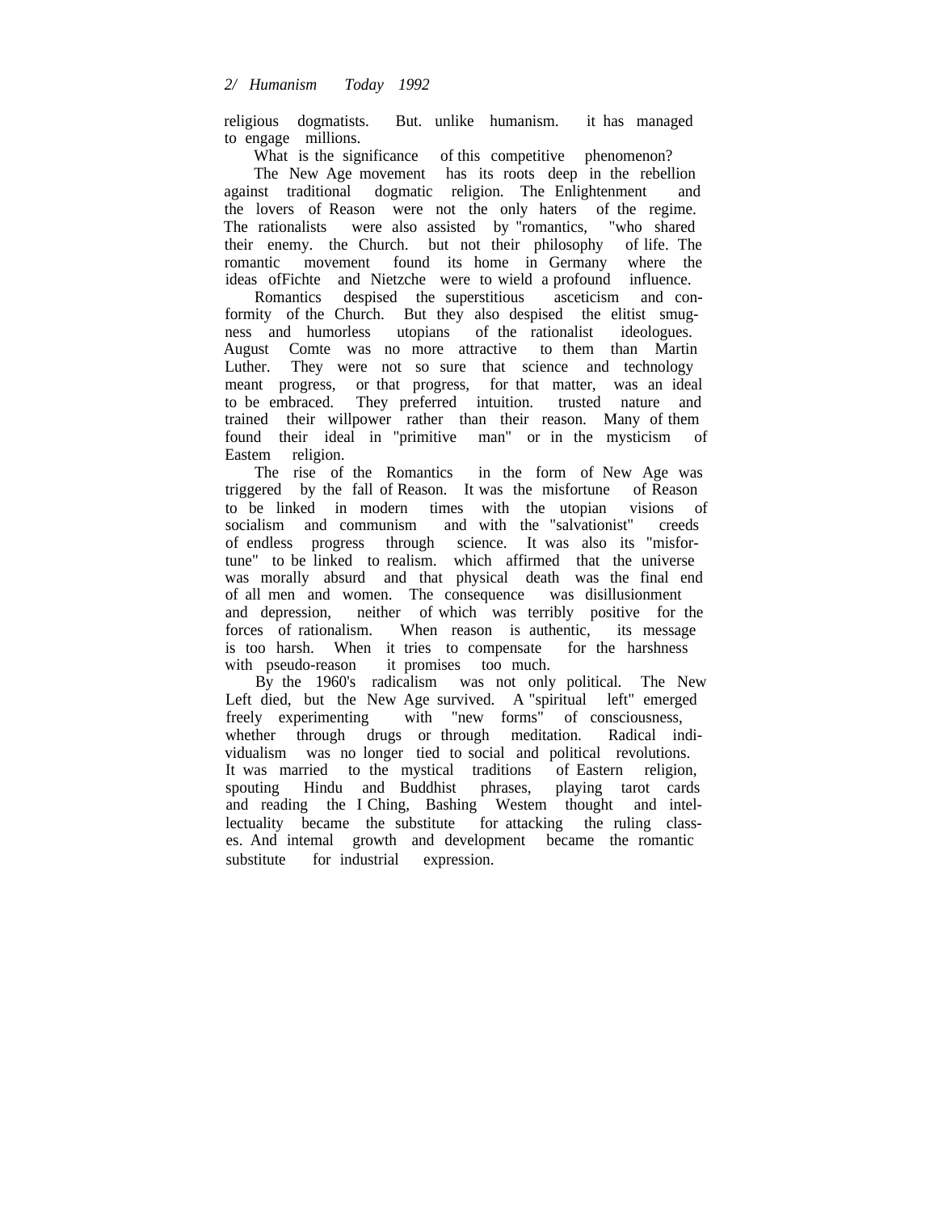religious dogmatists. But. unlike humanism. it has managed to engage millions.

What is the significance of this competitive phenomenon?

The New Age movement has its roots deep in the rebellion against traditional dogmatic religion. The Enlightenment and the lovers of Reason were not the only haters of the regime. The rationalists were also assisted by "romantics, "who shared their enemy. the Church. but not their philosophy of life. The romantic movement found its home in Germany where the ideas ofFichte and Nietzche were to wield a profound influence.

Romantics despised the superstitious asceticism and conformity of the Church. But they also despised the elitist smugness and humorless utopians of the rationalist ideologues. August Comte was no more attractive to them than Martin Luther. They were not so sure that science and technology meant progress, or that progress, for that matter, was an ideal to be embraced. They preferred intuition. trusted nature and trained their willpower rather than their reason. Many of them found their ideal in "primitive man" or in the mysticism of Eastem religion.

The rise of the Romantics in the form of New Age was triggered by the fall of Reason. It was the misfortune of Reason to be linked in modern times with the utopian visions of socialism and communism and with the "salvationist" creeds of endless progress through science. It was also its "misfortune" to be linked to realism. which affirmed that the universe was morally absurd and that physical death was the final end of all men and women. The consequence was disillusionment and depression, neither of which was terribly positive for the forces of rationalism. When reason is authentic, its message is too harsh. When it tries to compensate for the harshness with pseudo-reason it promises too much.

By the 1960's radicalism was not only political. The New Left died, but the New Age survived. A "spiritual left" emerged freely experimenting with "new forms" of consciousness, whether through drugs or through meditation. Radical individualism was no longer tied to social and political revolutions. It was married to the mystical traditions of Eastern religion, spouting Hindu and Buddhist phrases, playing tarot cards and reading the I Ching, Bashing Westem thought and intellectuality became the substitute for attacking the ruling classes. And intemal growth and development became the romantic substitute for industrial expression.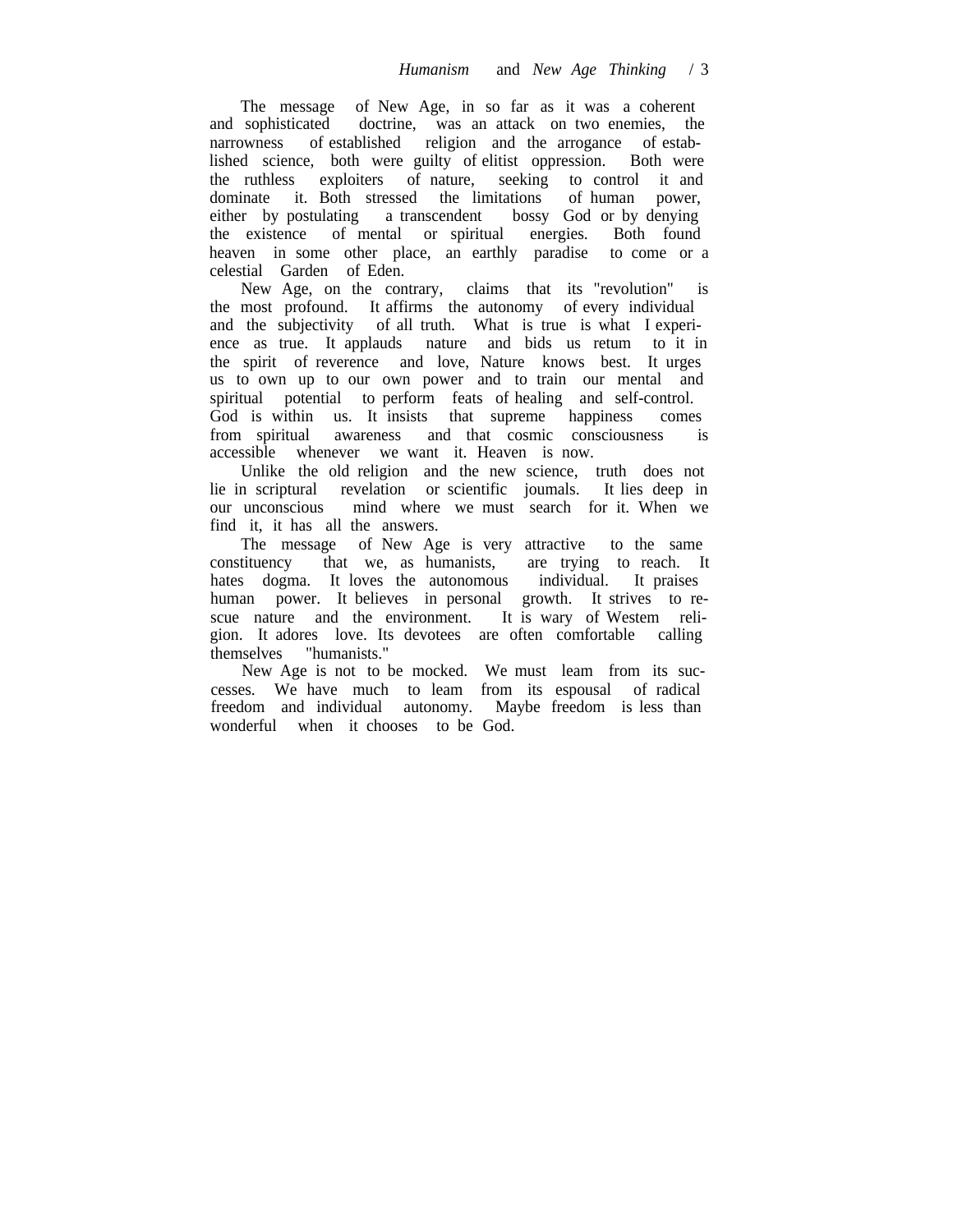The message of New Age, in so far as it was a coherent and sophisticated doctrine, was an attack on two enemies, the narrowness of established religion and the arrogance of established science, both were guilty of elitist oppression. Both were the ruthless exploiters of nature, seeking to control it and dominate it. Both stressed the limitations of human power, either by postulating a transcendent bossy God or by denying the existence of mental or spiritual energies. Both found heaven in some other place, an earthly paradise to come or a celestial Garden of Eden.

New Age, on the contrary, claims that its "revolution" is the most profound. It affirms the autonomy of every individual and the subjectivity of all truth. What is true is what I experience as true. It applauds nature and bids us retum to it in the spirit of reverence and love, Nature knows best. It urges us to own up to our own power and to train our mental and spiritual potential to perform feats of healing and self-control. God is within us. It insists that supreme happiness comes from spiritual awareness and that cosmic consciousness is accessible whenever we want it. Heaven is now.

Unlike the old religion and the new science, truth does not lie in scriptural revelation or scientific joumals. It lies deep in our unconscious mind where we must search for it. When we find it, it has all the answers.

The message of New Age is very attractive to the same constituency that we, as humanists, are trying to reach. It hates dogma. It loves the autonomous individual. It praises human power. It believes in personal growth. It strives to rescue nature and the environment. It is wary of Westem religion. It adores love. Its devotees are often comfortable calling themselves "humanists."

New Age is not to be mocked. We must leam from its successes. We have much to leam from its espousal of radical freedom and individual autonomy. Maybe freedom is less than wonderful when it chooses to be God.